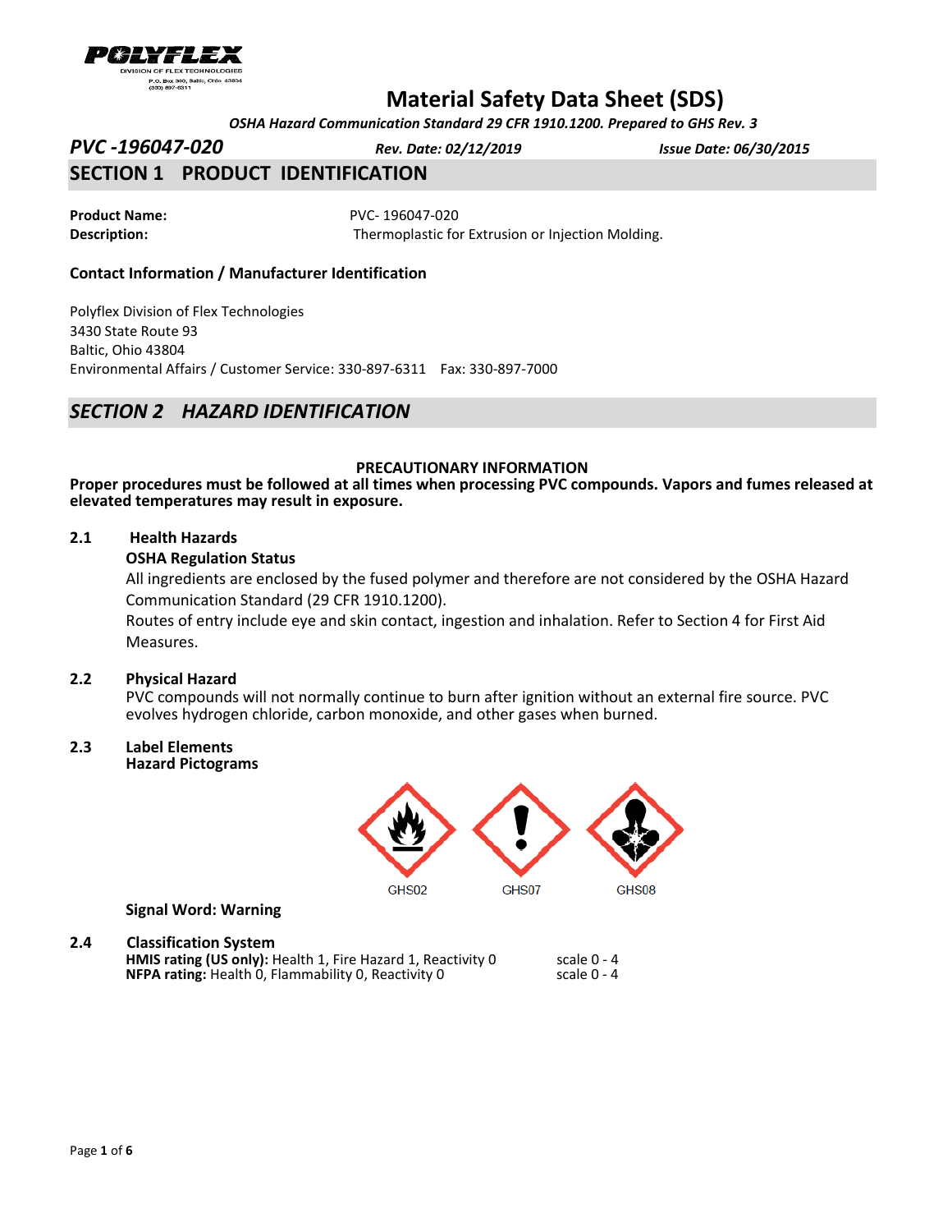POLYFLEX
DIVISION OF FLEX TECHNOLOGIES
P.O. Box 300, Baltic, Ohio 43804
(330) 897-6311

# Material Safety Data Sheet (SDS)

*OSHA Hazard Communication Standard 29 CFR 1910.1200. Prepared to GHS Rev. 3*

***PVC -196047-020*** ***Rev. Date: 02/12/2019*** ***Issue Date: 06/30/2015***

## SECTION 1 PRODUCT IDENTIFICATION

**Product Name:** PVC- 196047-020
**Description:** Thermoplastic for Extrusion or Injection Molding.

**Contact Information / Manufacturer Identification**

Polyflex Division of Flex Technologies
3430 State Route 93
Baltic, Ohio 43804
Environmental Affairs / Customer Service: 330-897-6311 Fax: 330-897-7000

## *SECTION 2 HAZARD IDENTIFICATION*

**PRECAUTIONARY INFORMATION**

**Proper procedures must be followed at all times when processing PVC compounds. Vapors and fumes released at elevated temperatures may result in exposure.**

### 2.1 Health Hazards

**OSHA Regulation Status**

All ingredients are enclosed by the fused polymer and therefore are not considered by the OSHA Hazard Communication Standard (29 CFR 1910.1200).

Routes of entry include eye and skin contact, ingestion and inhalation. Refer to Section 4 for First Aid Measures.

### 2.2 Physical Hazard

PVC compounds will not normally continue to burn after ignition without an external fire source. PVC evolves hydrogen chloride, carbon monoxide, and other gases when burned.

### 2.3 Label Elements

**Hazard Pictograms**

GHS02 GHS07 GHS08

**Signal Word: Warning**

### 2.4 Classification System

**HMIS rating (US only):** Health 1, Fire Hazard 1, Reactivity 0 scale 0 - 4
**NFPA rating:** Health 0, Flammability 0, Reactivity 0 scale 0 - 4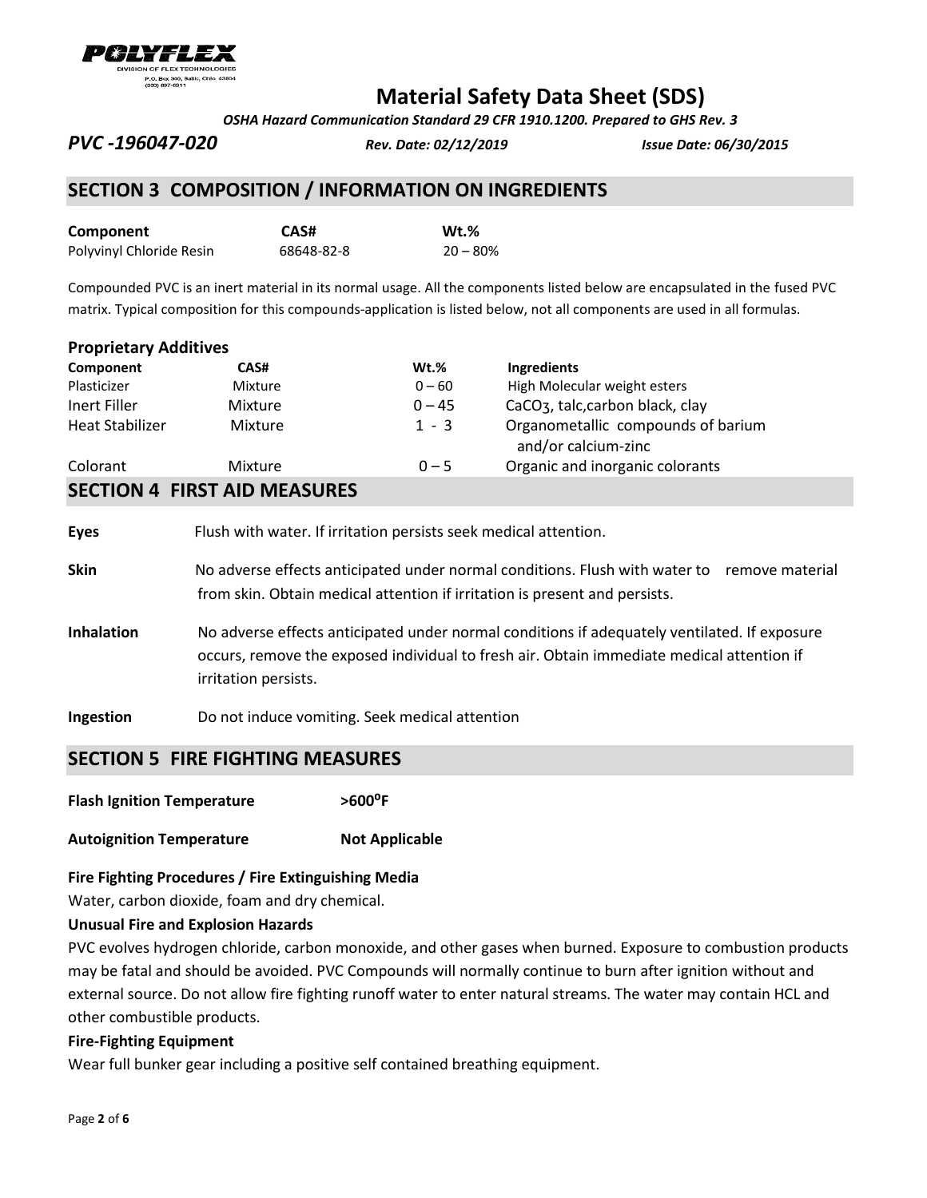# Material Safety Data Sheet (SDS)

*OSHA Hazard Communication Standard 29 CFR 1910.1200. Prepared to GHS Rev. 3*

***PVC -196047-020*** ***Rev. Date: 02/12/2019*** ***Issue Date: 06/30/2015***

## SECTION 3 COMPOSITION / INFORMATION ON INGREDIENTS

| Component | CAS# | Wt.% |
|---|---|---|
| Polyvinyl Chloride Resin | 68648-82-8 | 20 – 80% |

Compounded PVC is an inert material in its normal usage. All the components listed below are encapsulated in the fused PVC matrix. Typical composition for this compounds-application is listed below, not all components are used in all formulas.

### Proprietary Additives

| Component | CAS# | Wt.% | Ingredients |
|---|---|---|---|
| Plasticizer | Mixture | 0 – 60 | High Molecular weight esters |
| Inert Filler | Mixture | 0 – 45 | $CaCO_3$, talc,carbon black, clay |
| Heat Stabilizer | Mixture | 1 - 3 | Organometallic compounds of barium and/or calcium-zinc |
| Colorant | Mixture | 0 – 5 | Organic and inorganic colorants |

## SECTION 4 FIRST AID MEASURES

**Eyes** Flush with water. If irritation persists seek medical attention.

**Skin** No adverse effects anticipated under normal conditions. Flush with water to remove material from skin. Obtain medical attention if irritation is present and persists.

**Inhalation** No adverse effects anticipated under normal conditions if adequately ventilated. If exposure occurs, remove the exposed individual to fresh air. Obtain immediate medical attention if irritation persists.

**Ingestion** Do not induce vomiting. Seek medical attention

## SECTION 5 FIRE FIGHTING MEASURES

**Flash Ignition Temperature** **>600$^{o}$F**

**Autoignition Temperature** **Not Applicable**

**Fire Fighting Procedures / Fire Extinguishing Media**

Water, carbon dioxide, foam and dry chemical.

**Unusual Fire and Explosion Hazards**

PVC evolves hydrogen chloride, carbon monoxide, and other gases when burned. Exposure to combustion products may be fatal and should be avoided. PVC Compounds will normally continue to burn after ignition without and external source. Do not allow fire fighting runoff water to enter natural streams. The water may contain HCL and other combustible products.

**Fire-Fighting Equipment**

Wear full bunker gear including a positive self contained breathing equipment.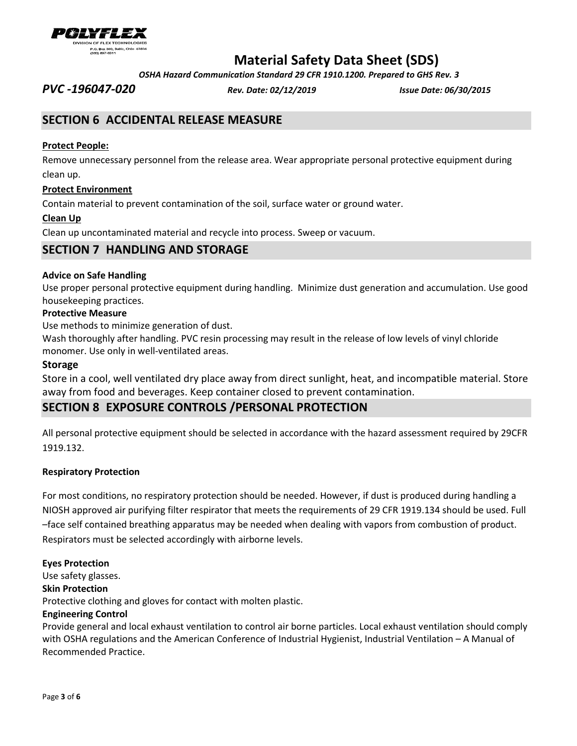## SECTION 6 ACCIDENTAL RELEASE MEASURE

**Protect People:**

Remove unnecessary personnel from the release area. Wear appropriate personal protective equipment during clean up.

**Protect Environment**

Contain material to prevent contamination of the soil, surface water or ground water.

**Clean Up**

Clean up uncontaminated material and recycle into process. Sweep or vacuum.

## SECTION 7 HANDLING AND STORAGE

**Advice on Safe Handling**

Use proper personal protective equipment during handling. Minimize dust generation and accumulation. Use good housekeeping practices.

**Protective Measure**

Use methods to minimize generation of dust.

Wash thoroughly after handling. PVC resin processing may result in the release of low levels of vinyl chloride monomer. Use only in well-ventilated areas.

**Storage**

Store in a cool, well ventilated dry place away from direct sunlight, heat, and incompatible material. Store away from food and beverages. Keep container closed to prevent contamination.

## SECTION 8 EXPOSURE CONTROLS /PERSONAL PROTECTION

All personal protective equipment should be selected in accordance with the hazard assessment required by 29CFR 1919.132.

**Respiratory Protection**

For most conditions, no respiratory protection should be needed. However, if dust is produced during handling a NIOSH approved air purifying filter respirator that meets the requirements of 29 CFR 1919.134 should be used. Full –face self contained breathing apparatus may be needed when dealing with vapors from combustion of product. Respirators must be selected accordingly with airborne levels.

**Eyes Protection**

Use safety glasses.

**Skin Protection**

Protective clothing and gloves for contact with molten plastic.

**Engineering Control**

Provide general and local exhaust ventilation to control air borne particles. Local exhaust ventilation should comply with OSHA regulations and the American Conference of Industrial Hygienist, Industrial Ventilation – A Manual of Recommended Practice.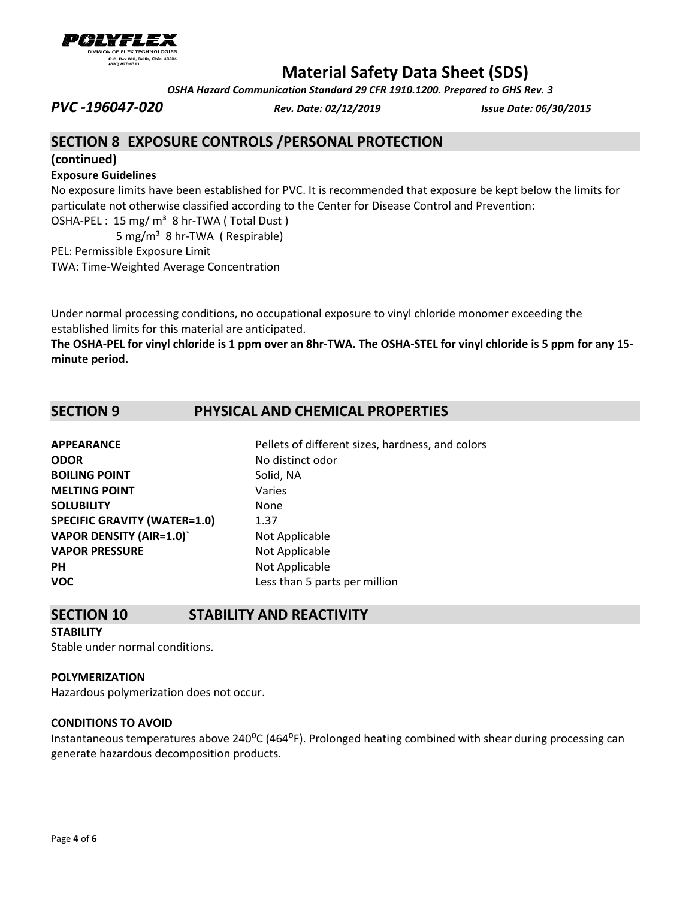## SECTION 8 EXPOSURE CONTROLS /PERSONAL PROTECTION

**(continued)**

**Exposure Guidelines**

No exposure limits have been established for PVC. It is recommended that exposure be kept below the limits for particulate not otherwise classified according to the Center for Disease Control and Prevention:

OSHA-PEL : 15 mg/ $m^3$ 8 hr-TWA ( Total Dust )

5 mg/$m^3$ 8 hr-TWA ( Respirable)

PEL: Permissible Exposure Limit

TWA: Time-Weighted Average Concentration

Under normal processing conditions, no occupational exposure to vinyl chloride monomer exceeding the established limits for this material are anticipated.

**The OSHA-PEL for vinyl chloride is 1 ppm over an 8hr-TWA. The OSHA-STEL for vinyl chloride is 5 ppm for any 15-minute period.**

## SECTION 9 PHYSICAL AND CHEMICAL PROPERTIES

| | |
|---|---|
| **APPEARANCE** | Pellets of different sizes, hardness, and colors |
| **ODOR** | No distinct odor |
| **BOILING POINT** | Solid, NA |
| **MELTING POINT** | Varies |
| **SOLUBILITY** | None |
| **SPECIFIC GRAVITY (WATER=1.0)** | 1.37 |
| **VAPOR DENSITY (AIR=1.0)`** | Not Applicable |
| **VAPOR PRESSURE** | Not Applicable |
| **PH** | Not Applicable |
| **VOC** | Less than 5 parts per million |

## SECTION 10 STABILITY AND REACTIVITY

**STABILITY**

Stable under normal conditions.

**POLYMERIZATION**

Hazardous polymerization does not occur.

**CONDITIONS TO AVOID**

Instantaneous temperatures above 240°C (464°F). Prolonged heating combined with shear during processing can generate hazardous decomposition products.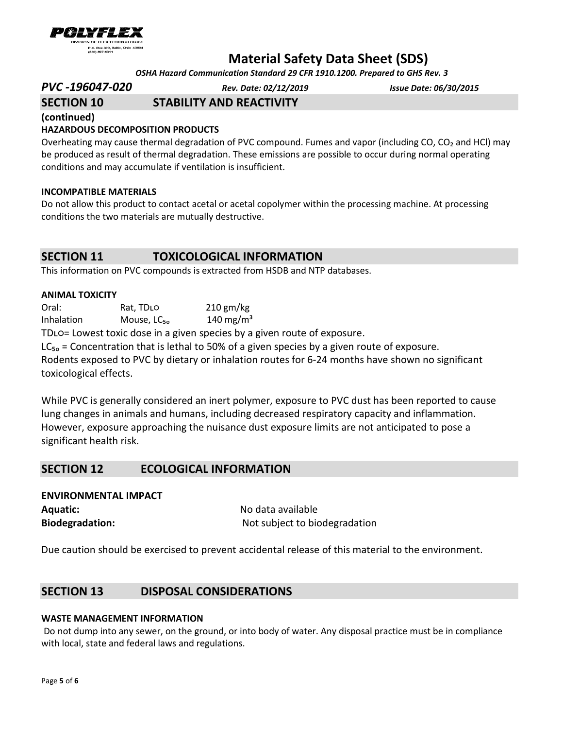# Material Safety Data Sheet (SDS)

*OSHA Hazard Communication Standard 29 CFR 1910.1200. Prepared to GHS Rev. 3*

***PVC -196047-020*** ***Rev. Date: 02/12/2019*** ***Issue Date: 06/30/2015***

## SECTION 10 STABILITY AND REACTIVITY

**(continued)**

**HAZARDOUS DECOMPOSITION PRODUCTS**

Overheating may cause thermal degradation of PVC compound. Fumes and vapor (including CO, $CO_2$ and HCl) may be produced as result of thermal degradation. These emissions are possible to occur during normal operating conditions and may accumulate if ventilation is insufficient.

**INCOMPATIBLE MATERIALS**

Do not allow this product to contact acetal or acetal copolymer within the processing machine. At processing conditions the two materials are mutually destructive.

## SECTION 11 TOXICOLOGICAL INFORMATION

This information on PVC compounds is extracted from HSDB and NTP databases.

**ANIMAL TOXICITY**

| | | |
|---|---|---|
| Oral: | Rat, $TD_{LO}$ | 210 gm/kg |
| Inhalation | Mouse, $LC_{50}$ | 140 $mg/m^3$ |

$TD_{LO}$= Lowest toxic dose in a given species by a given route of exposure.

$LC_{50}$ = Concentration that is lethal to 50% of a given species by a given route of exposure.

Rodents exposed to PVC by dietary or inhalation routes for 6-24 months have shown no significant toxicological effects.

While PVC is generally considered an inert polymer, exposure to PVC dust has been reported to cause lung changes in animals and humans, including decreased respiratory capacity and inflammation. However, exposure approaching the nuisance dust exposure limits are not anticipated to pose a significant health risk.

## SECTION 12 ECOLOGICAL INFORMATION

**ENVIRONMENTAL IMPACT**

**Aquatic:** No data available

**Biodegradation:** Not subject to biodegradation

Due caution should be exercised to prevent accidental release of this material to the environment.

## SECTION 13 DISPOSAL CONSIDERATIONS

**WASTE MANAGEMENT INFORMATION**

Do not dump into any sewer, on the ground, or into body of water. Any disposal practice must be in compliance with local, state and federal laws and regulations.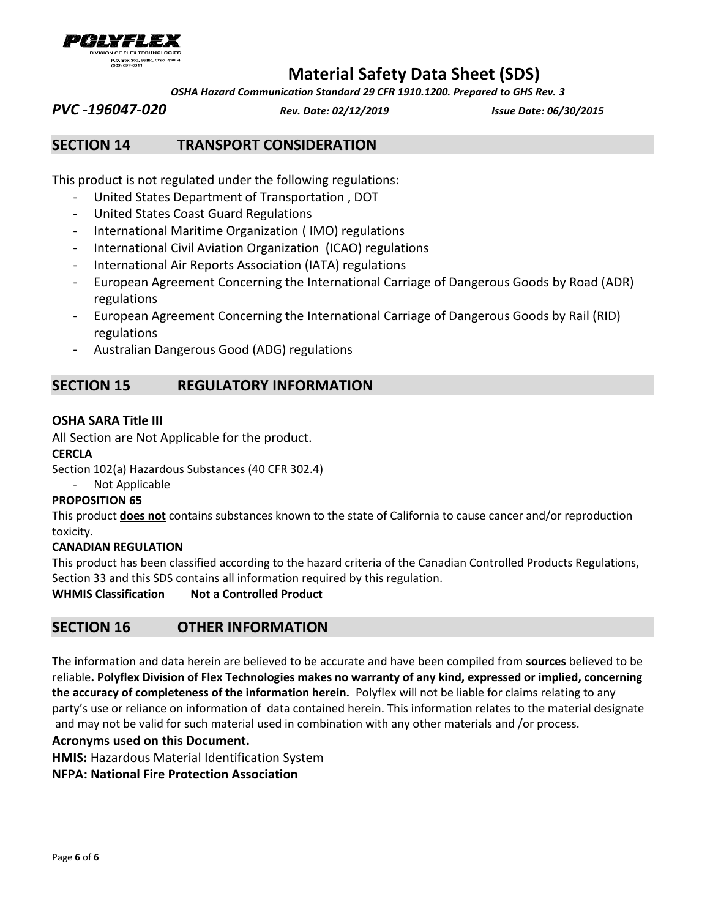## SECTION 14 TRANSPORT CONSIDERATION

This product is not regulated under the following regulations:

- United States Department of Transportation , DOT
- United States Coast Guard Regulations
- International Maritime Organization ( IMO) regulations
- International Civil Aviation Organization (ICAO) regulations
- International Air Reports Association (IATA) regulations
- European Agreement Concerning the International Carriage of Dangerous Goods by Road (ADR) regulations
- European Agreement Concerning the International Carriage of Dangerous Goods by Rail (RID) regulations
- Australian Dangerous Good (ADG) regulations

## SECTION 15 REGULATORY INFORMATION

**OSHA SARA Title III**

All Section are Not Applicable for the product.

**CERCLA**

Section 102(a) Hazardous Substances (40 CFR 302.4)

- Not Applicable

**PROPOSITION 65**

This product **does not** contains substances known to the state of California to cause cancer and/or reproduction toxicity.

**CANADIAN REGULATION**

This product has been classified according to the hazard criteria of the Canadian Controlled Products Regulations, Section 33 and this SDS contains all information required by this regulation.

**WHMIS Classification Not a Controlled Product**

## SECTION 16 OTHER INFORMATION

The information and data herein are believed to be accurate and have been compiled from **sources** believed to be reliable**. Polyflex Division of Flex Technologies makes no warranty of any kind, expressed or implied, concerning the accuracy of completeness of the information herein.** Polyflex will not be liable for claims relating to any party's use or reliance on information of data contained herein. This information relates to the material designate and may not be valid for such material used in combination with any other materials and /or process.

**Acronyms used on this Document.**

**HMIS:** Hazardous Material Identification System

**NFPA: National Fire Protection Association**